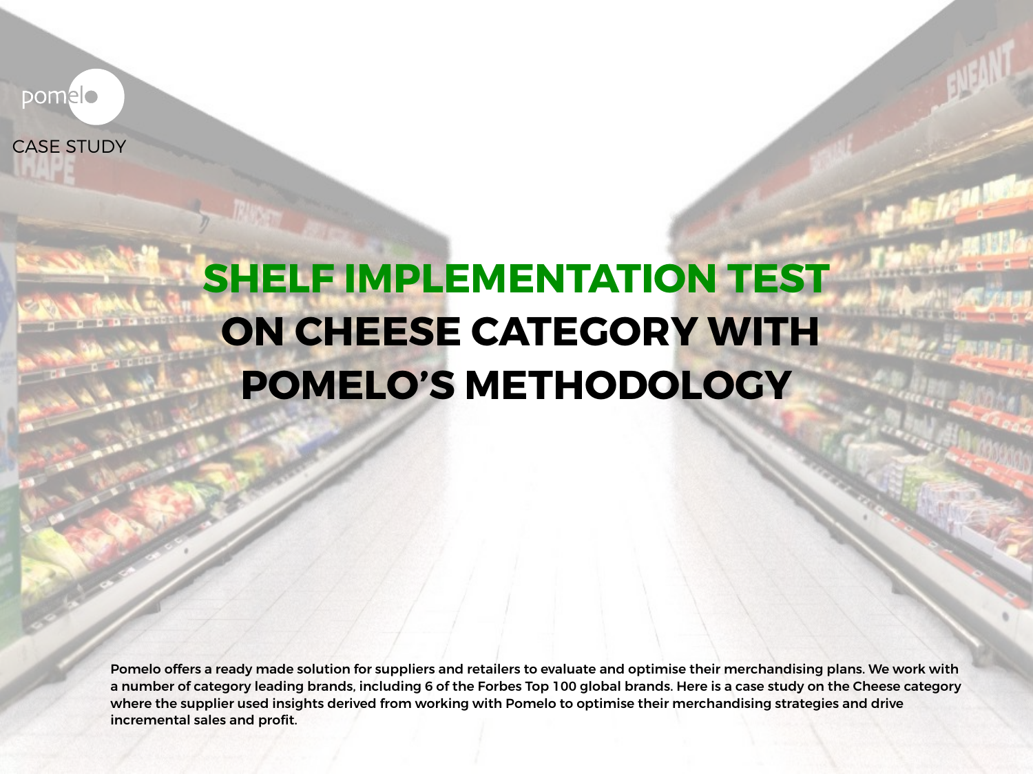pomelo

CASE STUDY

# SHELF IMPLEMENTATION TEST ON CHEESE CATEGORY WITH POMELO'S METHODOLOGY

Pomelo offers a ready made solution for suppliers and retailers to evaluate and optimise their merchandising plans. We work with a number of category leading brands, including 6 of the Forbes Top 100 global brands. Here is a case study on the Cheese category where the supplier used insights derived from working with Pomelo to optimise their merchandising strategies and drive incremental sales and profit.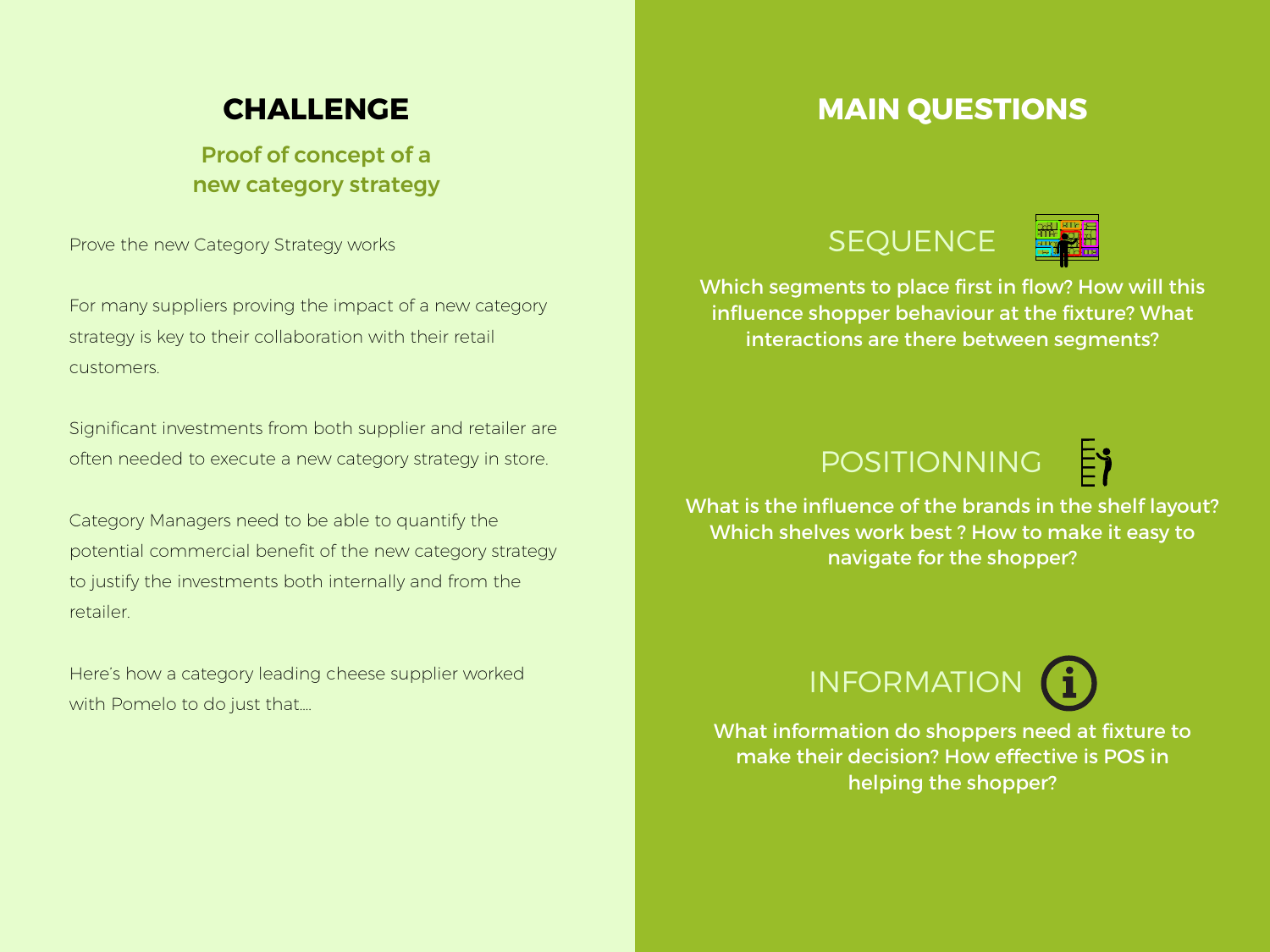## CHALLENGE

### Proof of concept of a new category strategy

Prove the new Category Strategy works

For many suppliers proving the impact of a new category strategy is key to their collaboration with their retail customers.

Significant investments from both supplier and retailer are often needed to execute a new category strategy in store.

Category Managers need to be able to quantify the potential commercial benefit of the new category strategy to justify the investments both internally and from the retailer.

Here's how a category leading cheese supplier worked with Pomelo to do just that....

## MAIN QUESTIONS

### SEQUENCE

Which segments to place first in flow? How will this influence shopper behaviour at the fixture? What interactions are there between segments?

### POSITIONNING

What is the influence of the brands in the shelf layout? Which shelves work best ? How to make it easy to navigate for the shopper?

### INFORMATION

What information do shoppers need at fixture to make their decision? How effective is POS in helping the shopper?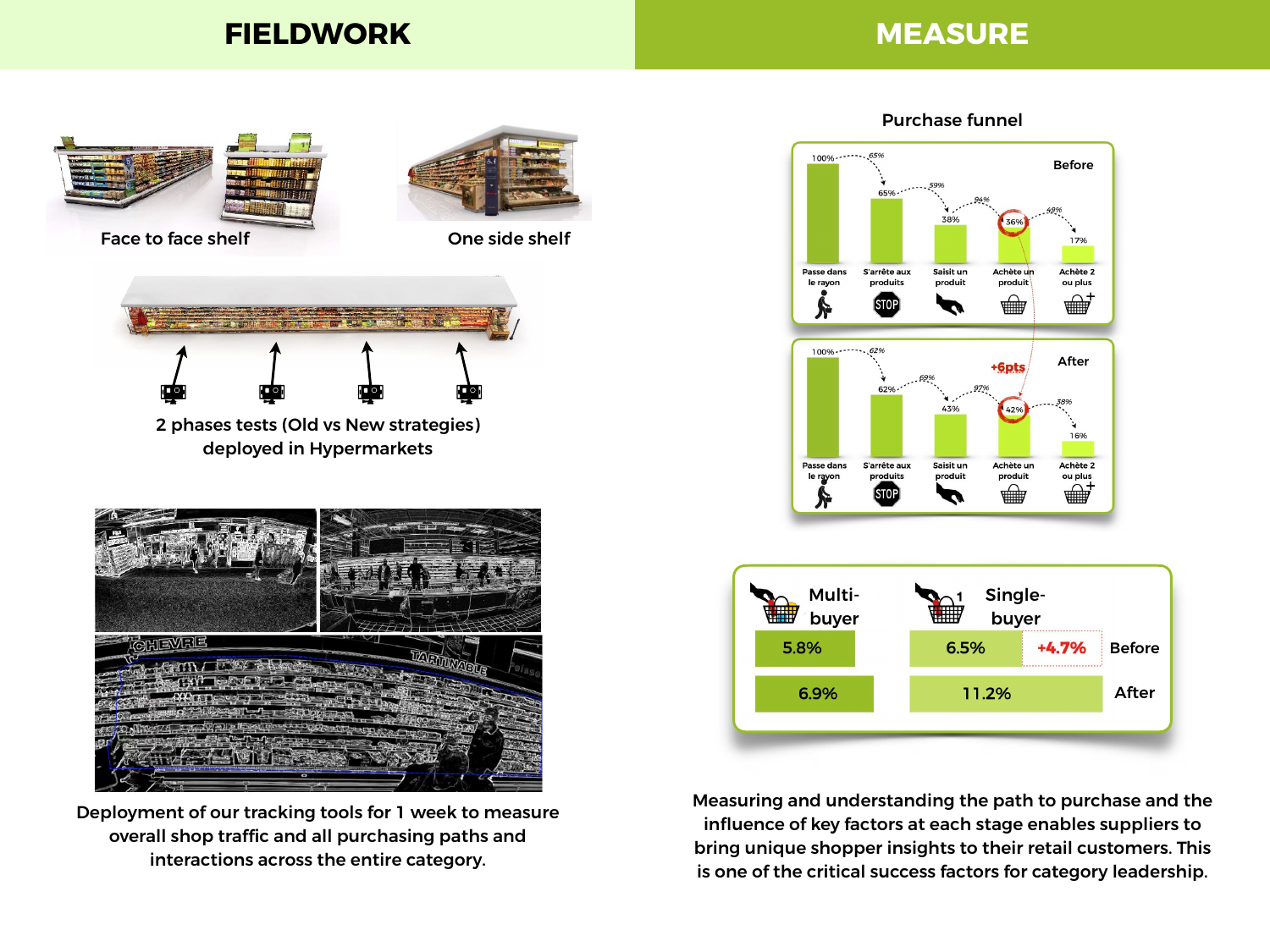## FIELDWORK

Face to face shelf

One side shelf

2 phases tests (Old vs New strategies) deployed in Hypermarkets

Deployment of our tracking tools for 1 week to measure overall shop traffic and all purchasing paths and interactions across the entire category.

## MEASURE

### Purchase funnel

**Before**

| Passe dans le rayon | S'arrête aux produits | Saisit un produit | Achète un produit | Achète 2 ou plus |
|---|---|---|---|---|
| 100% | 65% | 38% | 36% | 17% |

Conversion rates: 65%, 59%, 94%, 49%

**After** (+6pts)

| Passe dans le rayon | S'arrête aux produits | Saisit un produit | Achète un produit | Achète 2 ou plus |
|---|---|---|---|---|
| 100% | 62% | 43% | 42% | 16% |

Conversion rates: 62%, 69%, 97%, 38%

| | Multi-buyer | Single-buyer |
|---|---|---|
| Before | 5.8% | 6.5% (+4.7%) |
| After | 6.9% | 11.2% |

Measuring and understanding the path to purchase and the influence of key factors at each stage enables suppliers to bring unique shopper insights to their retail customers. This is one of the critical success factors for category leadership.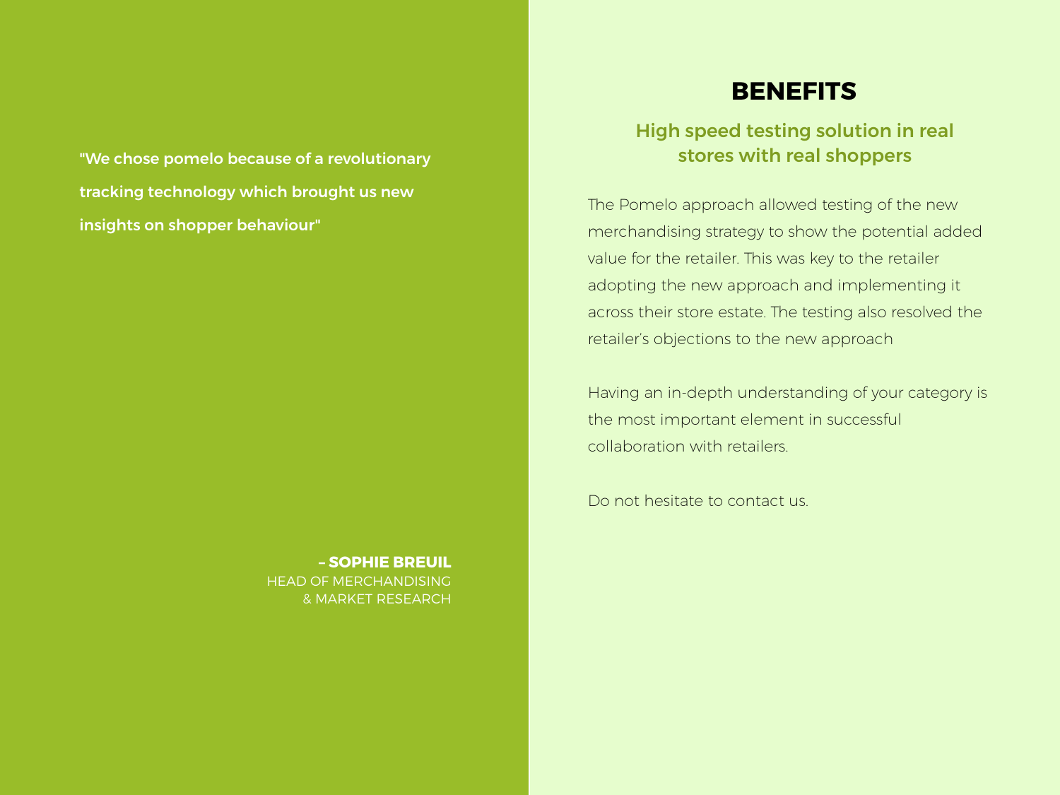**"We chose pomelo because of a revolutionary tracking technology which brought us new insights on shopper behaviour"**

**– SOPHIE BREUIL**
HEAD OF MERCHANDISING
& MARKET RESEARCH

# BENEFITS

## High speed testing solution in real stores with real shoppers

The Pomelo approach allowed testing of the new merchandising strategy to show the potential added value for the retailer. This was key to the retailer adopting the new approach and implementing it across their store estate. The testing also resolved the retailer's objections to the new approach

Having an in-depth understanding of your category is the most important element in successful collaboration with retailers.

Do not hesitate to contact us.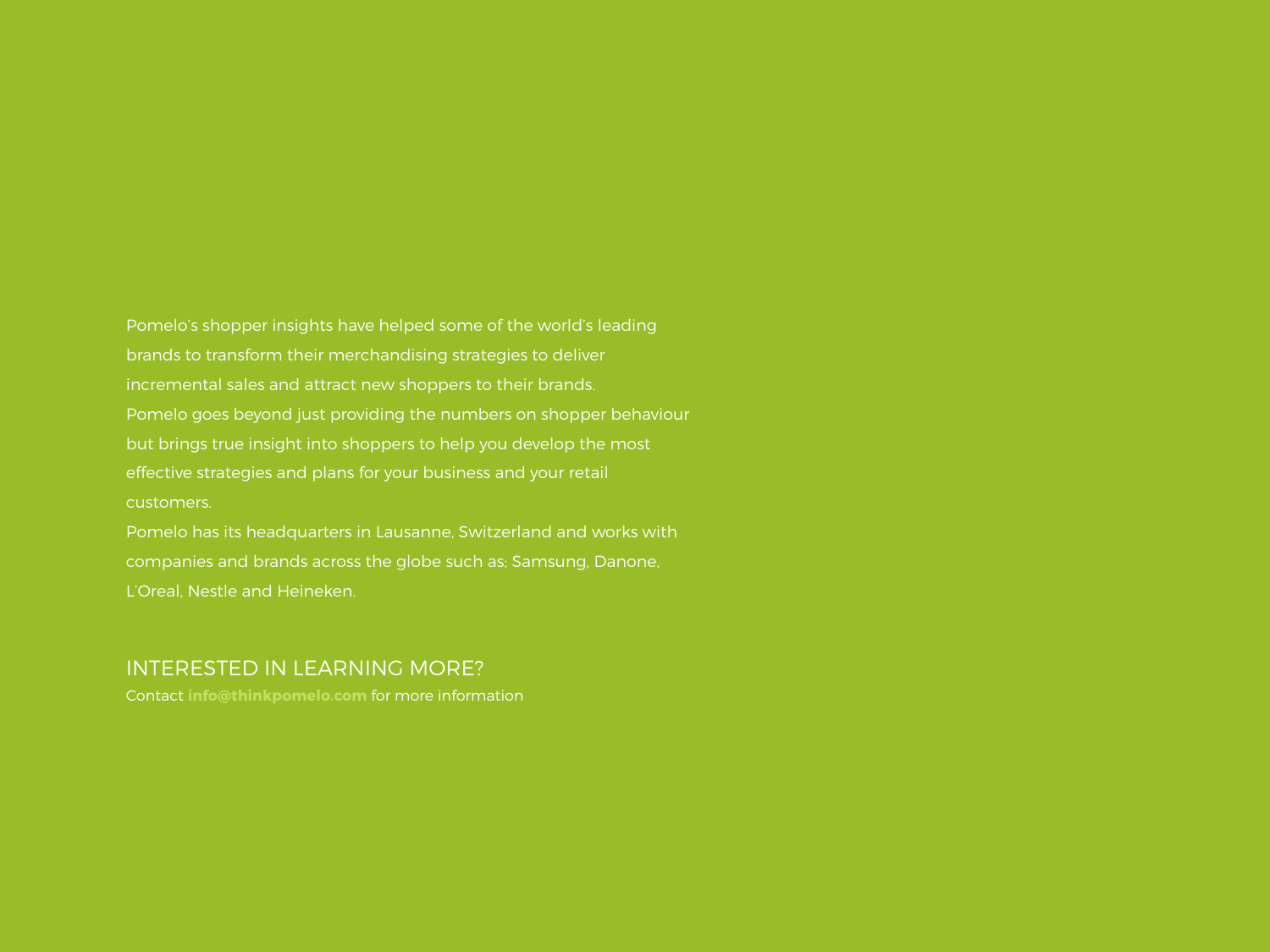Pomelo's shopper insights have helped some of the world's leading brands to transform their merchandising strategies to deliver incremental sales and attract new shoppers to their brands.

Pomelo goes beyond just providing the numbers on shopper behaviour but brings true insight into shoppers to help you develop the most effective strategies and plans for your business and your retail customers.

Pomelo has its headquarters in Lausanne, Switzerland and works with companies and brands across the globe such as; Samsung, Danone, L'Oreal, Nestle and Heineken.

## INTERESTED IN LEARNING MORE?

Contact **info@thinkpomelo.com** for more information